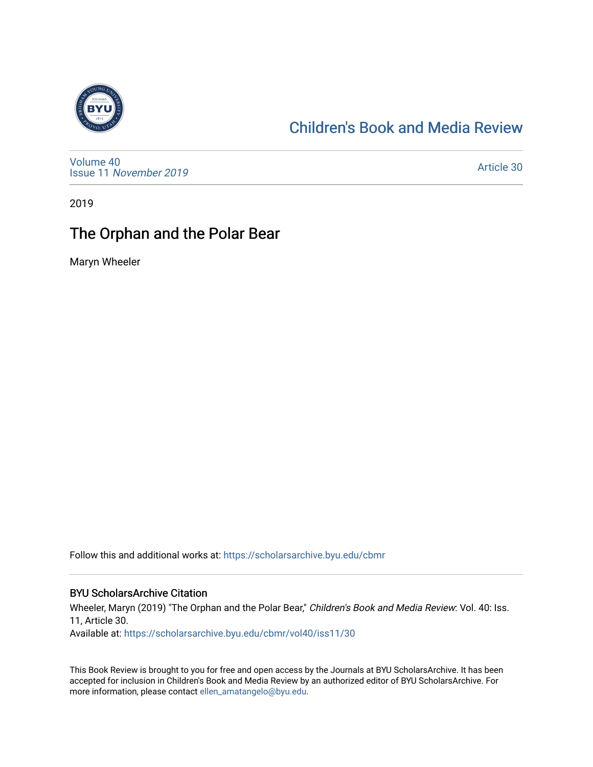Children's Book and Media Review

Volume 40
Issue 11 *November 2019*

Article 30

2019

# The Orphan and the Polar Bear

Maryn Wheeler

Follow this and additional works at: https://scholarsarchive.byu.edu/cbmr

## BYU ScholarsArchive Citation

Wheeler, Maryn (2019) "The Orphan and the Polar Bear," *Children's Book and Media Review*: Vol. 40: Iss. 11, Article 30.
Available at: https://scholarsarchive.byu.edu/cbmr/vol40/iss11/30

This Book Review is brought to you for free and open access by the Journals at BYU ScholarsArchive. It has been accepted for inclusion in Children's Book and Media Review by an authorized editor of BYU ScholarsArchive. For more information, please contact ellen_amatangelo@byu.edu.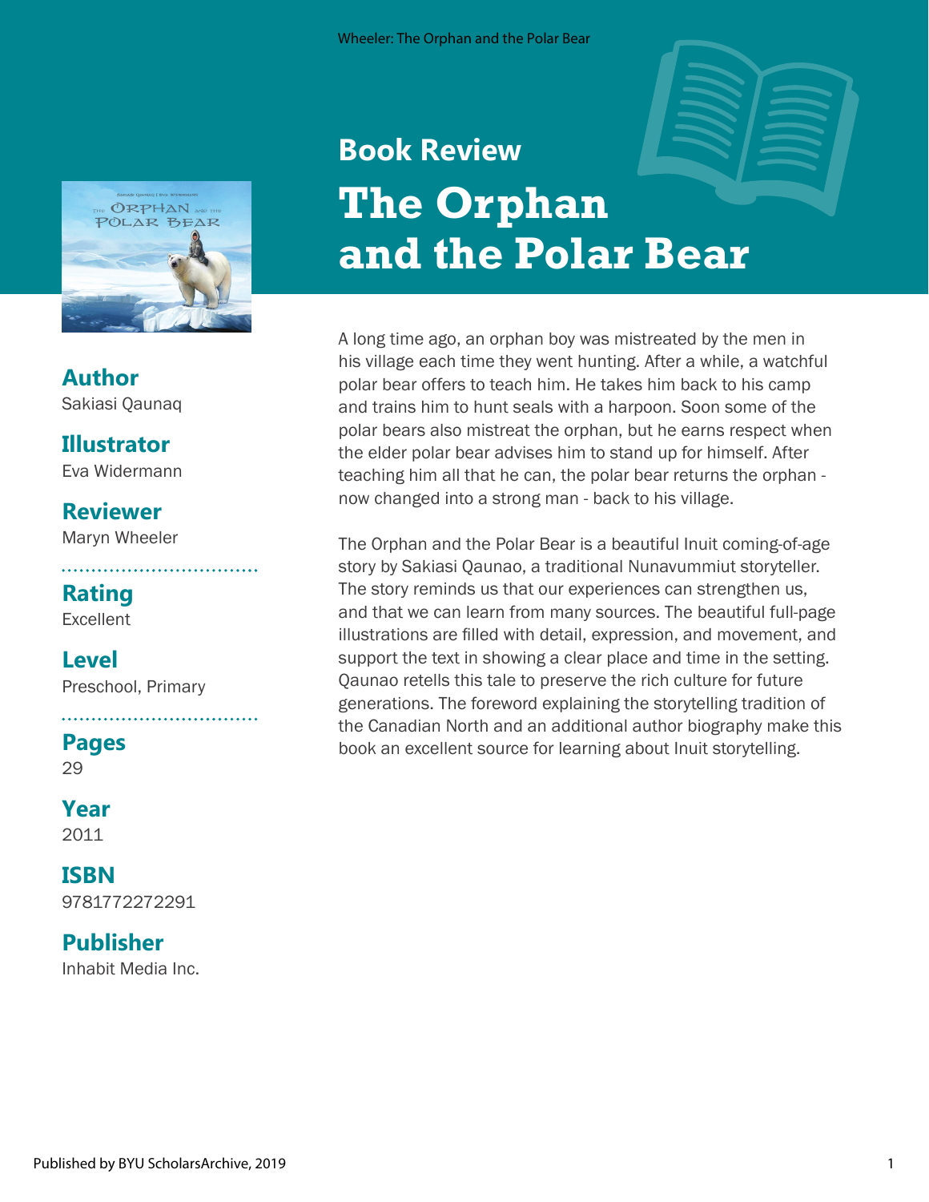## Book Review

# The Orphan and the Polar Bear

**Author**
Sakiasi Qaunaq

**Illustrator**
Eva Widermann

**Reviewer**
Maryn Wheeler

**Rating**
Excellent

**Level**
Preschool, Primary

**Pages**
29

**Year**
2011

**ISBN**
9781772272291

**Publisher**
Inhabit Media Inc.

A long time ago, an orphan boy was mistreated by the men in his village each time they went hunting. After a while, a watchful polar bear offers to teach him. He takes him back to his camp and trains him to hunt seals with a harpoon. Soon some of the polar bears also mistreat the orphan, but he earns respect when the elder polar bear advises him to stand up for himself. After teaching him all that he can, the polar bear returns the orphan - now changed into a strong man - back to his village.

The Orphan and the Polar Bear is a beautiful Inuit coming-of-age story by Sakiasi Qaunao, a traditional Nunavummiut storyteller. The story reminds us that our experiences can strengthen us, and that we can learn from many sources. The beautiful full-page illustrations are filled with detail, expression, and movement, and support the text in showing a clear place and time in the setting. Qaunao retells this tale to preserve the rich culture for future generations. The foreword explaining the storytelling tradition of the Canadian North and an additional author biography make this book an excellent source for learning about Inuit storytelling.